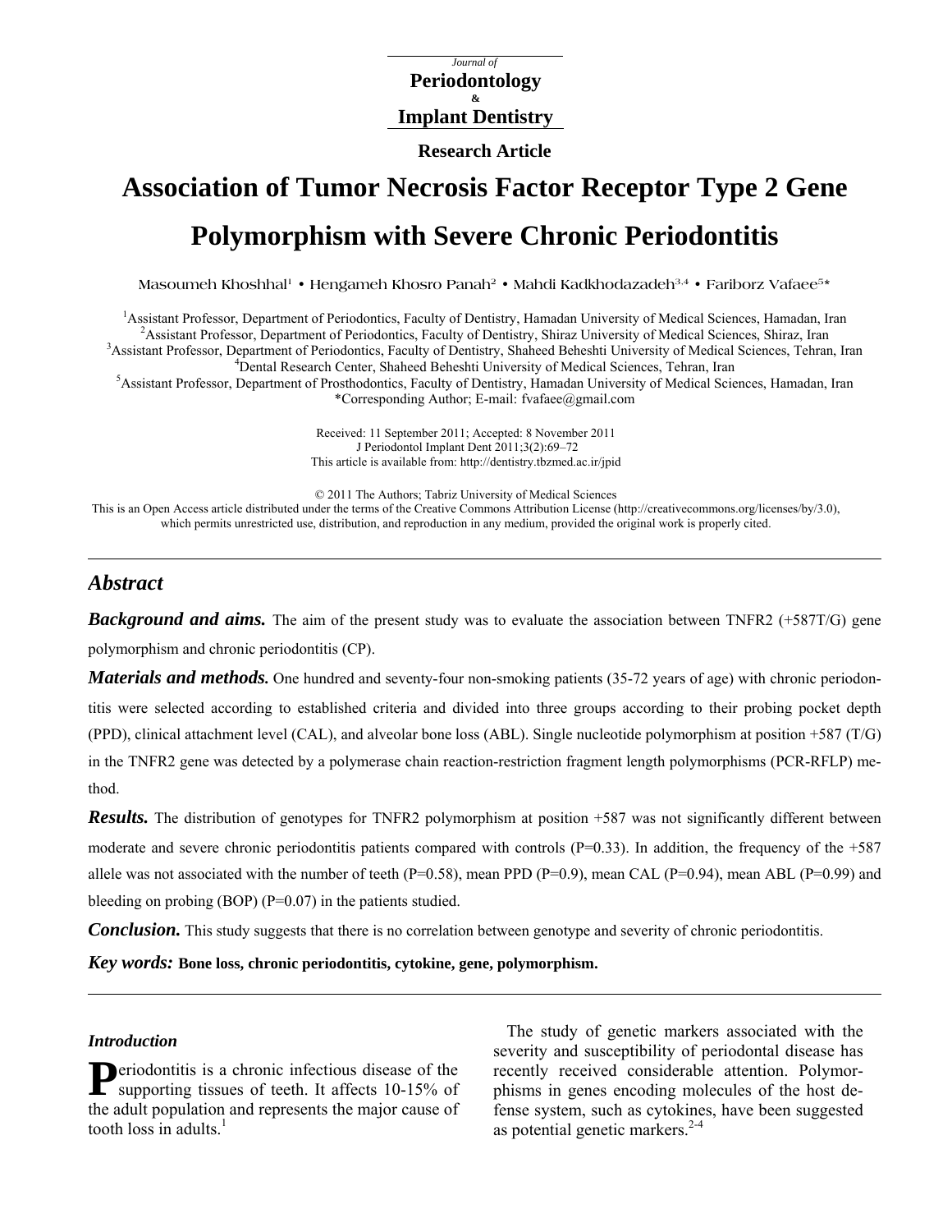Journal of
**Periodontology**
&
**Implant Dentistry**

**Research Article**

# Association of Tumor Necrosis Factor Receptor Type 2 Gene Polymorphism with Severe Chronic Periodontitis

Masoumeh Khoshhal[1] • Hengameh Khosro Panah[2] • Mahdi Kadkhodazadeh[3,4] • Fariborz Vafaee[5]*

[1]Assistant Professor, Department of Periodontics, Faculty of Dentistry, Hamadan University of Medical Sciences, Hamadan, Iran
[2]Assistant Professor, Department of Periodontics, Faculty of Dentistry, Shiraz University of Medical Sciences, Shiraz, Iran
[3]Assistant Professor, Department of Periodontics, Faculty of Dentistry, Shaheed Beheshti University of Medical Sciences, Tehran, Iran
[4]Dental Research Center, Shaheed Beheshti University of Medical Sciences, Tehran, Iran
[5]Assistant Professor, Department of Prosthodontics, Faculty of Dentistry, Hamadan University of Medical Sciences, Hamadan, Iran
*Corresponding Author; E-mail: fvafaee@gmail.com

Received: 11 September 2011; Accepted: 8 November 2011
J Periodontol Implant Dent 2011;3(2):69–72
This article is available from: http://dentistry.tbzmed.ac.ir/jpid

© 2011 The Authors; Tabriz University of Medical Sciences
This is an Open Access article distributed under the terms of the Creative Commons Attribution License (http://creativecommons.org/licenses/by/3.0), which permits unrestricted use, distribution, and reproduction in any medium, provided the original work is properly cited.

## Abstract

***Background and aims.*** The aim of the present study was to evaluate the association between TNFR2 (+587T/G) gene polymorphism and chronic periodontitis (CP).

***Materials and methods.*** One hundred and seventy-four non-smoking patients (35-72 years of age) with chronic periodontitis were selected according to established criteria and divided into three groups according to their probing pocket depth (PPD), clinical attachment level (CAL), and alveolar bone loss (ABL). Single nucleotide polymorphism at position +587 (T/G) in the TNFR2 gene was detected by a polymerase chain reaction-restriction fragment length polymorphisms (PCR-RFLP) method.

***Results.*** The distribution of genotypes for TNFR2 polymorphism at position +587 was not significantly different between moderate and severe chronic periodontitis patients compared with controls (P=0.33). In addition, the frequency of the +587 allele was not associated with the number of teeth (P=0.58), mean PPD (P=0.9), mean CAL (P=0.94), mean ABL (P=0.99) and bleeding on probing (BOP) (P=0.07) in the patients studied.

***Conclusion.*** This study suggests that there is no correlation between genotype and severity of chronic periodontitis.

***Key words:*** **Bone loss, chronic periodontitis, cytokine, gene, polymorphism.**

### *Introduction*

Periodontitis is a chronic infectious disease of the supporting tissues of teeth. It affects 10-15% of the adult population and represents the major cause of tooth loss in adults.[1]

The study of genetic markers associated with the severity and susceptibility of periodontal disease has recently received considerable attention. Polymorphisms in genes encoding molecules of the host defense system, such as cytokines, have been suggested as potential genetic markers.[2-4]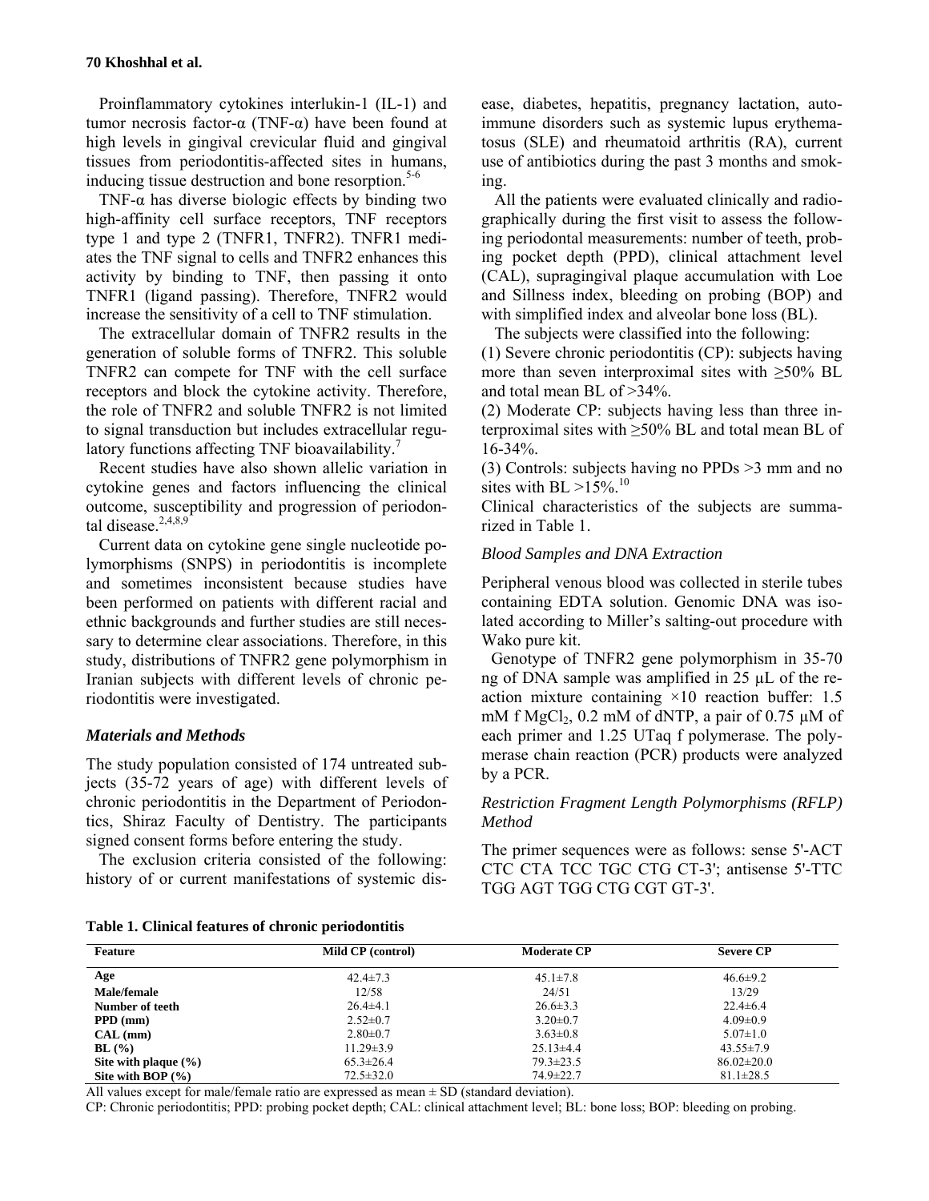Proinflammatory cytokines interlukin-1 (IL-1) and tumor necrosis factor-α (TNF-α) have been found at high levels in gingival crevicular fluid and gingival tissues from periodontitis-affected sites in humans, inducing tissue destruction and bone resorption.[5-6]

TNF-α has diverse biologic effects by binding two high-affinity cell surface receptors, TNF receptors type 1 and type 2 (TNFR1, TNFR2). TNFR1 mediates the TNF signal to cells and TNFR2 enhances this activity by binding to TNF, then passing it onto TNFR1 (ligand passing). Therefore, TNFR2 would increase the sensitivity of a cell to TNF stimulation.

The extracellular domain of TNFR2 results in the generation of soluble forms of TNFR2. This soluble TNFR2 can compete for TNF with the cell surface receptors and block the cytokine activity. Therefore, the role of TNFR2 and soluble TNFR2 is not limited to signal transduction but includes extracellular regulatory functions affecting TNF bioavailability.[7]

Recent studies have also shown allelic variation in cytokine genes and factors influencing the clinical outcome, susceptibility and progression of periodontal disease.[2,4,8,9]

Current data on cytokine gene single nucleotide polymorphisms (SNPS) in periodontitis is incomplete and sometimes inconsistent because studies have been performed on patients with different racial and ethnic backgrounds and further studies are still necessary to determine clear associations. Therefore, in this study, distributions of TNFR2 gene polymorphism in Iranian subjects with different levels of chronic periodontitis were investigated.

## *Materials and Methods*

The study population consisted of 174 untreated subjects (35-72 years of age) with different levels of chronic periodontitis in the Department of Periodontics, Shiraz Faculty of Dentistry. The participants signed consent forms before entering the study.

The exclusion criteria consisted of the following: history of or current manifestations of systemic disease, diabetes, hepatitis, pregnancy lactation, autoimmune disorders such as systemic lupus erythematosus (SLE) and rheumatoid arthritis (RA), current use of antibiotics during the past 3 months and smoking.

All the patients were evaluated clinically and radiographically during the first visit to assess the following periodontal measurements: number of teeth, probing pocket depth (PPD), clinical attachment level (CAL), supragingival plaque accumulation with Loe and Sillness index, bleeding on probing (BOP) and with simplified index and alveolar bone loss (BL).

The subjects were classified into the following:

(1) Severe chronic periodontitis (CP): subjects having more than seven interproximal sites with ≥50% BL and total mean BL of >34%.

(2) Moderate CP: subjects having less than three interproximal sites with ≥50% BL and total mean BL of 16-34%.

(3) Controls: subjects having no PPDs >3 mm and no sites with BL >15%.[10]

Clinical characteristics of the subjects are summarized in Table 1.

### *Blood Samples and DNA Extraction*

Peripheral venous blood was collected in sterile tubes containing EDTA solution. Genomic DNA was isolated according to Miller's salting-out procedure with Wako pure kit.

Genotype of TNFR2 gene polymorphism in 35-70 ng of DNA sample was amplified in 25 µL of the reaction mixture containing ×10 reaction buffer: 1.5 mM f $MgCl_2$, 0.2 mM of dNTP, a pair of 0.75 µM of each primer and 1.25 UTaq f polymerase. The polymerase chain reaction (PCR) products were analyzed by a PCR.

### *Restriction Fragment Length Polymorphisms (RFLP) Method*

The primer sequences were as follows: sense 5'-ACT CTC CTA TCC TGC CTG CT-3'; antisense 5'-TTC TGG AGT TGG CTG CGT GT-3'.

**Table 1. Clinical features of chronic periodontitis**

| Feature | Mild CP (control) | Moderate CP | Severe CP |
|---|---|---|---|
| **Age** | 42.4±7.3 | 45.1±7.8 | 46.6±9.2 |
| **Male/female** | 12/58 | 24/51 | 13/29 |
| **Number of teeth** | 26.4±4.1 | 26.6±3.3 | 22.4±6.4 |
| **PPD (mm)** | 2.52±0.7 | 3.20±0.7 | 4.09±0.9 |
| **CAL (mm)** | 2.80±0.7 | 3.63±0.8 | 5.07±1.0 |
| **BL (%)** | 11.29±3.9 | 25.13±4.4 | 43.55±7.9 |
| **Site with plaque (%)** | 65.3±26.4 | 79.3±23.5 | 86.02±20.0 |
| **Site with BOP (%)** | 72.5±32.0 | 74.9±22.7 | 81.1±28.5 |

All values except for male/female ratio are expressed as mean ± SD (standard deviation).

CP: Chronic periodontitis; PPD: probing pocket depth; CAL: clinical attachment level; BL: bone loss; BOP: bleeding on probing.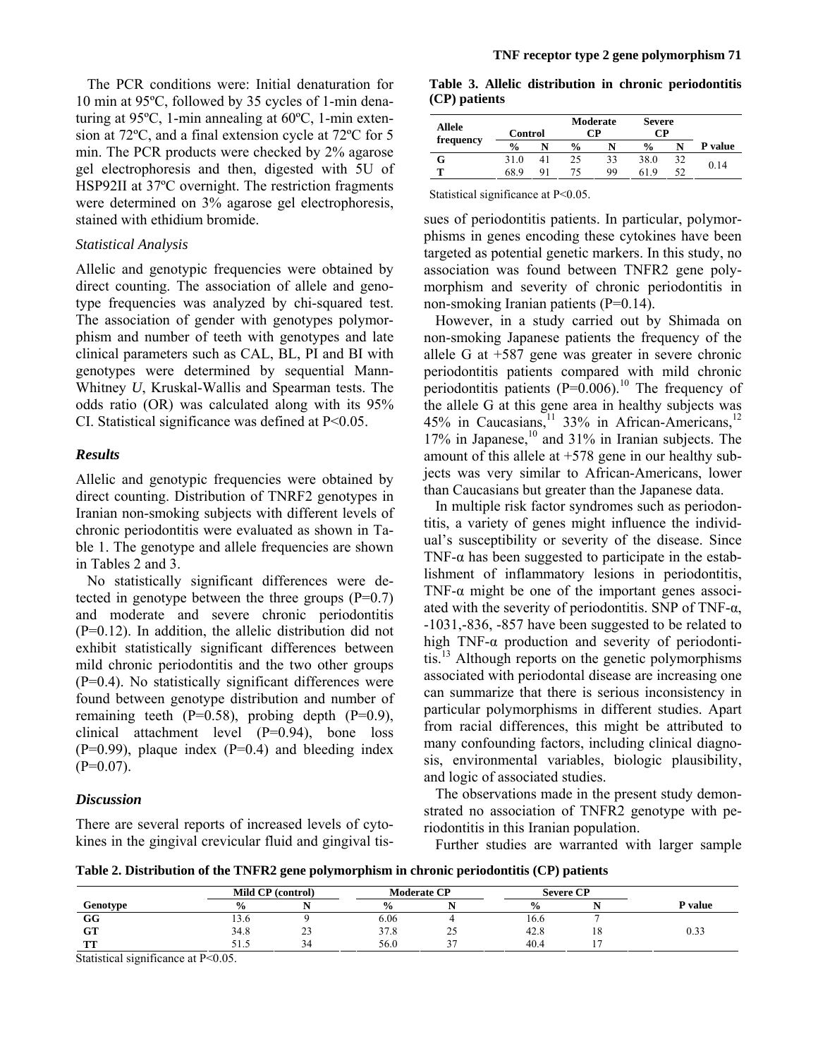The PCR conditions were: Initial denaturation for 10 min at 95ºC, followed by 35 cycles of 1-min denaturing at 95ºC, 1-min annealing at 60ºC, 1-min extension at 72ºC, and a final extension cycle at 72ºC for 5 min. The PCR products were checked by 2% agarose gel electrophoresis and then, digested with 5U of HSP92II at 37ºC overnight. The restriction fragments were determined on 3% agarose gel electrophoresis, stained with ethidium bromide.

### *Statistical Analysis*

Allelic and genotypic frequencies were obtained by direct counting. The association of allele and genotype frequencies was analyzed by chi-squared test. The association of gender with genotypes polymorphism and number of teeth with genotypes and late clinical parameters such as CAL, BL, PI and BI with genotypes were determined by sequential Mann-Whitney *U*, Kruskal-Wallis and Spearman tests. The odds ratio (OR) was calculated along with its 95% CI. Statistical significance was defined at $P<0.05$.

## *Results*

Allelic and genotypic frequencies were obtained by direct counting. Distribution of TNRF2 genotypes in Iranian non-smoking subjects with different levels of chronic periodontitis were evaluated as shown in Table 1. The genotype and allele frequencies are shown in Tables 2 and 3.

No statistically significant differences were detected in genotype between the three groups ($P=0.7$) and moderate and severe chronic periodontitis ($P=0.12$). In addition, the allelic distribution did not exhibit statistically significant differences between mild chronic periodontitis and the two other groups ($P=0.4$). No statistically significant differences were found between genotype distribution and number of remaining teeth ($P=0.58$), probing depth ($P=0.9$), clinical attachment level ($P=0.94$), bone loss ($P=0.99$), plaque index ($P=0.4$) and bleeding index ($P=0.07$).

## *Discussion*

There are several reports of increased levels of cytokines in the gingival crevicular fluid and gingival tissues of periodontitis patients. In particular, polymorphisms in genes encoding these cytokines have been targeted as potential genetic markers. In this study, no association was found between TNFR2 gene polymorphism and severity of chronic periodontitis in non-smoking Iranian patients ($P=0.14$).

**Table 3. Allelic distribution in chronic periodontitis (CP) patients**

| Allele frequency | Control | | Moderate CP | | Severe CP | | P value |
|---|---|---|---|---|---|---|---|
| | % | N | % | N | % | N | |
| G | 31.0 | 41 | 25 | 33 | 38.0 | 32 | 0.14 |
| T | 68.9 | 91 | 75 | 99 | 61.9 | 52 | |

Statistical significance at $P<0.05$.

However, in a study carried out by Shimada on non-smoking Japanese patients the frequency of the allele G at +587 gene was greater in severe chronic periodontitis patients compared with mild chronic periodontitis patients ($P=0.006$).[10] The frequency of the allele G at this gene area in healthy subjects was 45% in Caucasians,[11] 33% in African-Americans,[12] 17% in Japanese,[10] and 31% in Iranian subjects. The amount of this allele at +578 gene in our healthy subjects was very similar to African-Americans, lower than Caucasians but greater than the Japanese data.

In multiple risk factor syndromes such as periodontitis, a variety of genes might influence the individual's susceptibility or severity of the disease. Since TNF-α has been suggested to participate in the establishment of inflammatory lesions in periodontitis, TNF-α might be one of the important genes associated with the severity of periodontitis. SNP of TNF-α, -1031,-836, -857 have been suggested to be related to high TNF-α production and severity of periodontitis.[13] Although reports on the genetic polymorphisms associated with periodontal disease are increasing one can summarize that there is serious inconsistency in particular polymorphisms in different studies. Apart from racial differences, this might be attributed to many confounding factors, including clinical diagnosis, environmental variables, biologic plausibility, and logic of associated studies.

The observations made in the present study demonstrated no association of TNFR2 genotype with periodontitis in this Iranian population.

Further studies are warranted with larger sample

**Table 2. Distribution of the TNFR2 gene polymorphism in chronic periodontitis (CP) patients**

| | Mild CP (control) | | Moderate CP | | Severe CP | | |
|---|---|---|---|---|---|---|---|
| Genotype | % | N | % | N | % | N | P value |
| GG | 13.6 | 9 | 6.06 | 4 | 16.6 | 7 | 0.33 |
| GT | 34.8 | 23 | 37.8 | 25 | 42.8 | 18 | |
| TT | 51.5 | 34 | 56.0 | 37 | 40.4 | 17 | |

Statistical significance at $P<0.05$.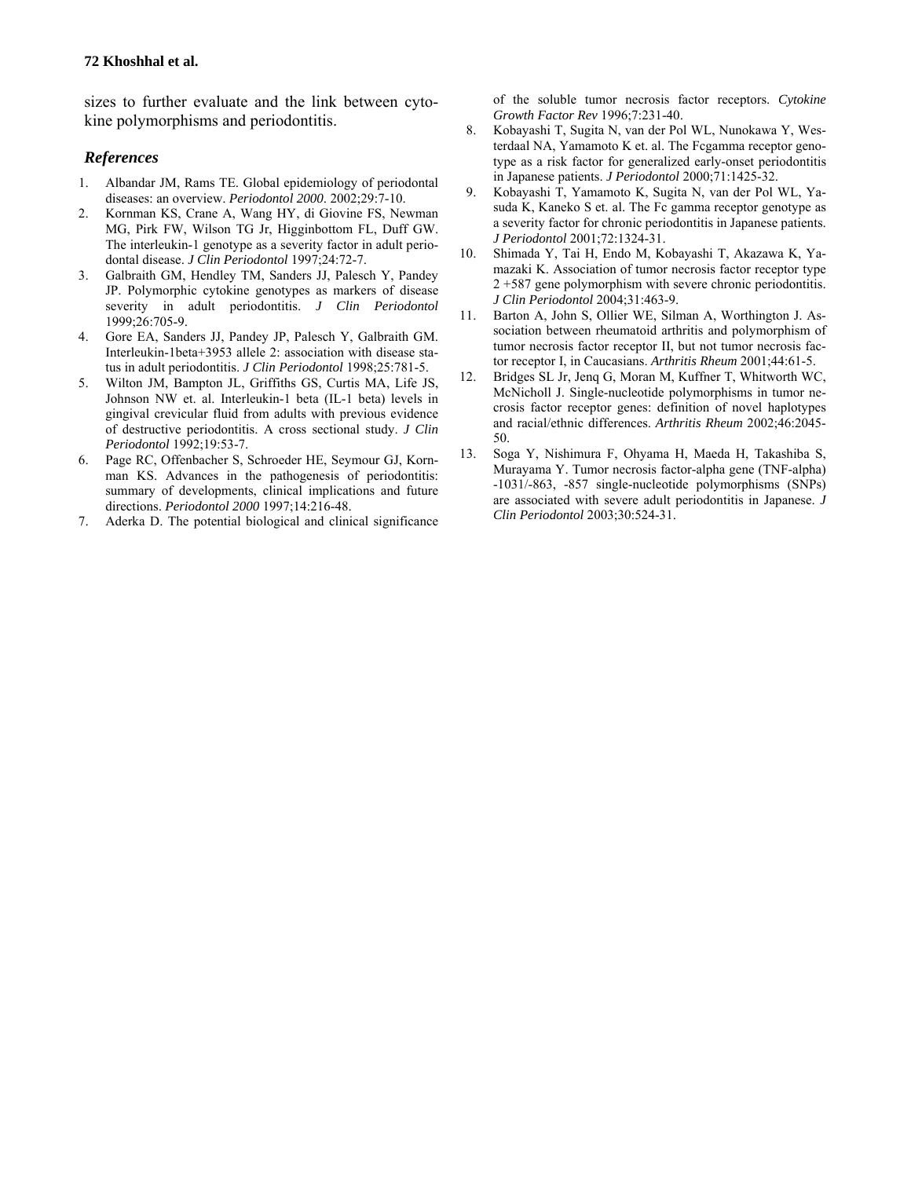sizes to further evaluate and the link between cytokine polymorphisms and periodontitis.

### *References*

1. Albandar JM, Rams TE. Global epidemiology of periodontal diseases: an overview. *Periodontol 2000*. 2002;29:7-10.
2. Kornman KS, Crane A, Wang HY, di Giovine FS, Newman MG, Pirk FW, Wilson TG Jr, Higginbottom FL, Duff GW. The interleukin-1 genotype as a severity factor in adult periodontal disease. *J Clin Periodontol* 1997;24:72-7.
3. Galbraith GM, Hendley TM, Sanders JJ, Palesch Y, Pandey JP. Polymorphic cytokine genotypes as markers of disease severity in adult periodontitis. *J Clin Periodontol* 1999;26:705-9.
4. Gore EA, Sanders JJ, Pandey JP, Palesch Y, Galbraith GM. Interleukin-1beta+3953 allele 2: association with disease status in adult periodontitis. *J Clin Periodontol* 1998;25:781-5.
5. Wilton JM, Bampton JL, Griffiths GS, Curtis MA, Life JS, Johnson NW et. al. Interleukin-1 beta (IL-1 beta) levels in gingival crevicular fluid from adults with previous evidence of destructive periodontitis. A cross sectional study. *J Clin Periodontol* 1992;19:53-7.
6. Page RC, Offenbacher S, Schroeder HE, Seymour GJ, Kornman KS. Advances in the pathogenesis of periodontitis: summary of developments, clinical implications and future directions. *Periodontol 2000* 1997;14:216-48.
7. Aderka D. The potential biological and clinical significance of the soluble tumor necrosis factor receptors. *Cytokine Growth Factor Rev* 1996;7:231-40.
8. Kobayashi T, Sugita N, van der Pol WL, Nunokawa Y, Westerdaal NA, Yamamoto K et. al. The Fcgamma receptor genotype as a risk factor for generalized early-onset periodontitis in Japanese patients. *J Periodontol* 2000;71:1425-32.
9. Kobayashi T, Yamamoto K, Sugita N, van der Pol WL, Yasuda K, Kaneko S et. al. The Fc gamma receptor genotype as a severity factor for chronic periodontitis in Japanese patients. *J Periodontol* 2001;72:1324-31.
10. Shimada Y, Tai H, Endo M, Kobayashi T, Akazawa K, Yamazaki K. Association of tumor necrosis factor receptor type 2 +587 gene polymorphism with severe chronic periodontitis. *J Clin Periodontol* 2004;31:463-9.
11. Barton A, John S, Ollier WE, Silman A, Worthington J. Association between rheumatoid arthritis and polymorphism of tumor necrosis factor receptor II, but not tumor necrosis factor receptor I, in Caucasians. *Arthritis Rheum* 2001;44:61-5.
12. Bridges SL Jr, Jenq G, Moran M, Kuffner T, Whitworth WC, McNicholl J. Single-nucleotide polymorphisms in tumor necrosis factor receptor genes: definition of novel haplotypes and racial/ethnic differences. *Arthritis Rheum* 2002;46:2045-50.
13. Soga Y, Nishimura F, Ohyama H, Maeda H, Takashiba S, Murayama Y. Tumor necrosis factor-alpha gene (TNF-alpha) -1031/-863, -857 single-nucleotide polymorphisms (SNPs) are associated with severe adult periodontitis in Japanese. *J Clin Periodontol* 2003;30:524-31.